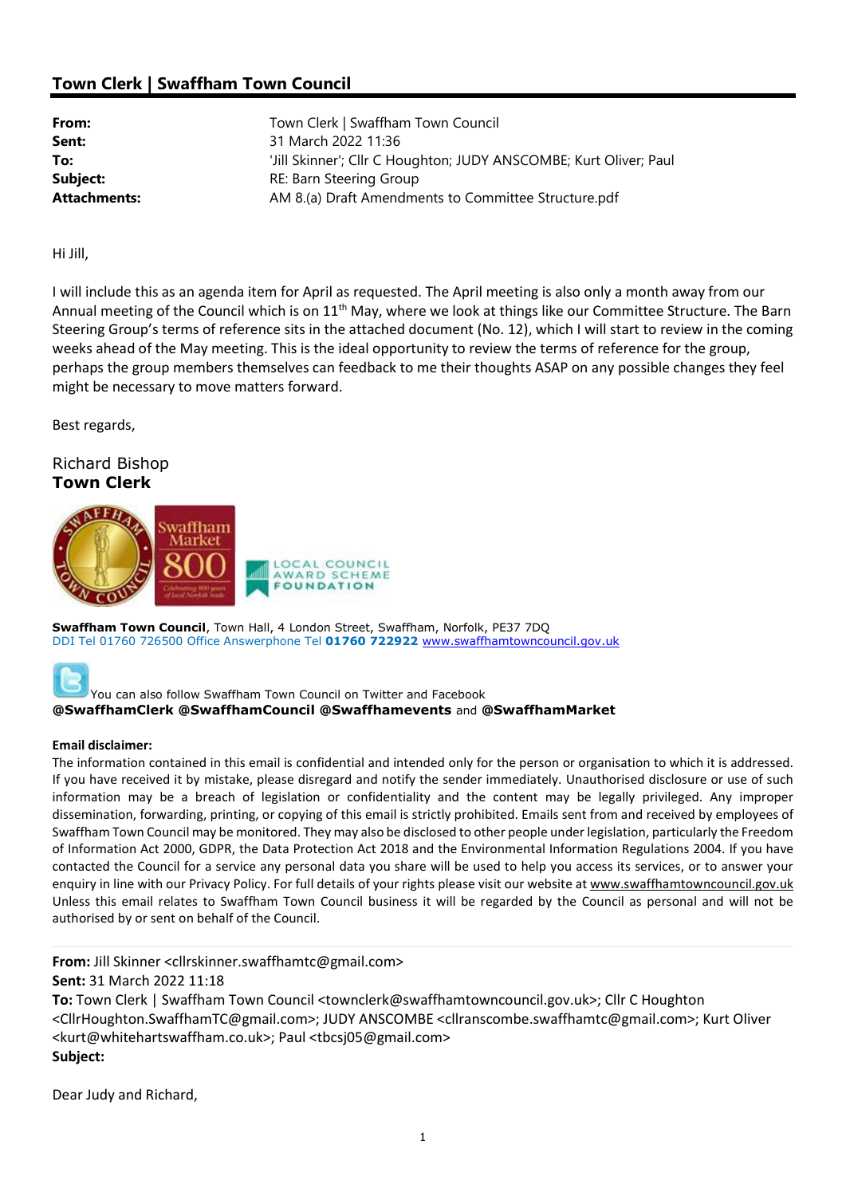## Town Clerk | Swaffham Town Council

| | |
|---|---|
| **From:** | Town Clerk \| Swaffham Town Council |
| **Sent:** | 31 March 2022 11:36 |
| **To:** | 'Jill Skinner'; Cllr C Houghton; JUDY ANSCOMBE; Kurt Oliver; Paul |
| **Subject:** | RE: Barn Steering Group |
| **Attachments:** | AM 8.(a) Draft Amendments to Committee Structure.pdf |

Hi Jill,

I will include this as an agenda item for April as requested. The April meeting is also only a month away from our Annual meeting of the Council which is on 11th May, where we look at things like our Committee Structure. The Barn Steering Group's terms of reference sits in the attached document (No. 12), which I will start to review in the coming weeks ahead of the May meeting. This is the ideal opportunity to review the terms of reference for the group, perhaps the group members themselves can feedback to me their thoughts ASAP on any possible changes they feel might be necessary to move matters forward.

Best regards,

Richard Bishop
**Town Clerk**

**Swaffham Town Council**, Town Hall, 4 London Street, Swaffham, Norfolk, PE37 7DQ
DDI Tel 01760 726500 Office Answerphone Tel **01760 722922** www.swaffhamtowncouncil.gov.uk

You can also follow Swaffham Town Council on Twitter and Facebook
**@SwaffhamClerk @SwaffhamCouncil @Swaffhamevents** and **@SwaffhamMarket**

**Email disclaimer:**
The information contained in this email is confidential and intended only for the person or organisation to which it is addressed. If you have received it by mistake, please disregard and notify the sender immediately. Unauthorised disclosure or use of such information may be a breach of legislation or confidentiality and the content may be legally privileged. Any improper dissemination, forwarding, printing, or copying of this email is strictly prohibited. Emails sent from and received by employees of Swaffham Town Council may be monitored. They may also be disclosed to other people under legislation, particularly the Freedom of Information Act 2000, GDPR, the Data Protection Act 2018 and the Environmental Information Regulations 2004. If you have contacted the Council for a service any personal data you share will be used to help you access its services, or to answer your enquiry in line with our Privacy Policy. For full details of your rights please visit our website at www.swaffhamtowncouncil.gov.uk Unless this email relates to Swaffham Town Council business it will be regarded by the Council as personal and will not be authorised by or sent on behalf of the Council.

---

**From:** Jill Skinner <cllrskinner.swaffhamtc@gmail.com>
**Sent:** 31 March 2022 11:18
**To:** Town Clerk | Swaffham Town Council <townclerk@swaffhamtowncouncil.gov.uk>; Cllr C Houghton <CllrHoughton.SwaffhamTC@gmail.com>; JUDY ANSCOMBE <cllranscombe.swaffhamtc@gmail.com>; Kurt Oliver <kurt@whitehartswaffham.co.uk>; Paul <tbcsj05@gmail.com>
**Subject:**

Dear Judy and Richard,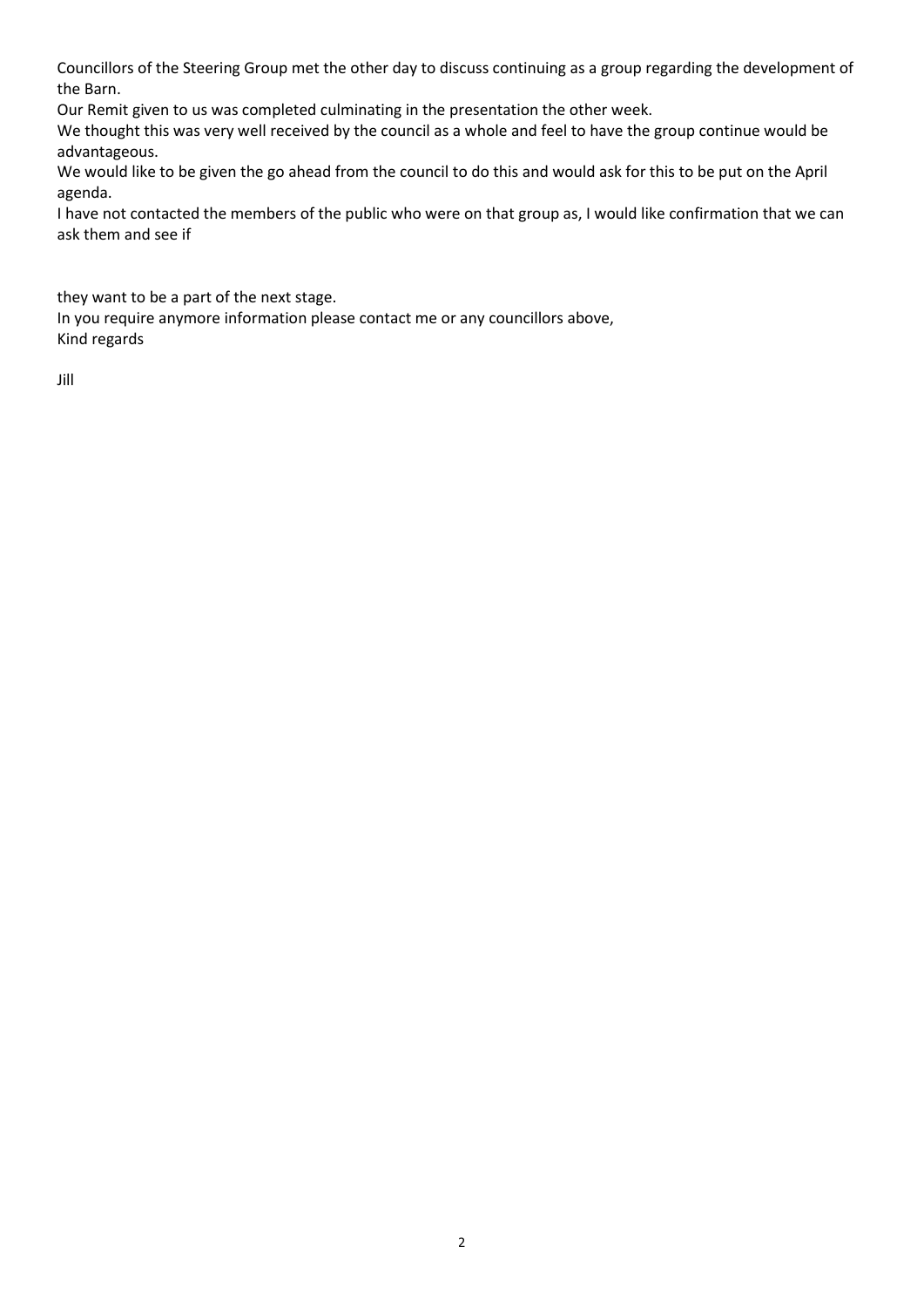Councillors of the Steering Group met the other day to discuss continuing as a group regarding the development of the Barn.

Our Remit given to us was completed culminating in the presentation the other week.

We thought this was very well received by the council as a whole and feel to have the group continue would be advantageous.

We would like to be given the go ahead from the council to do this and would ask for this to be put on the April agenda.

I have not contacted the members of the public who were on that group as, I would like confirmation that we can ask them and see if

they want to be a part of the next stage.

In you require anymore information please contact me or any councillors above,

Kind regards

Jill